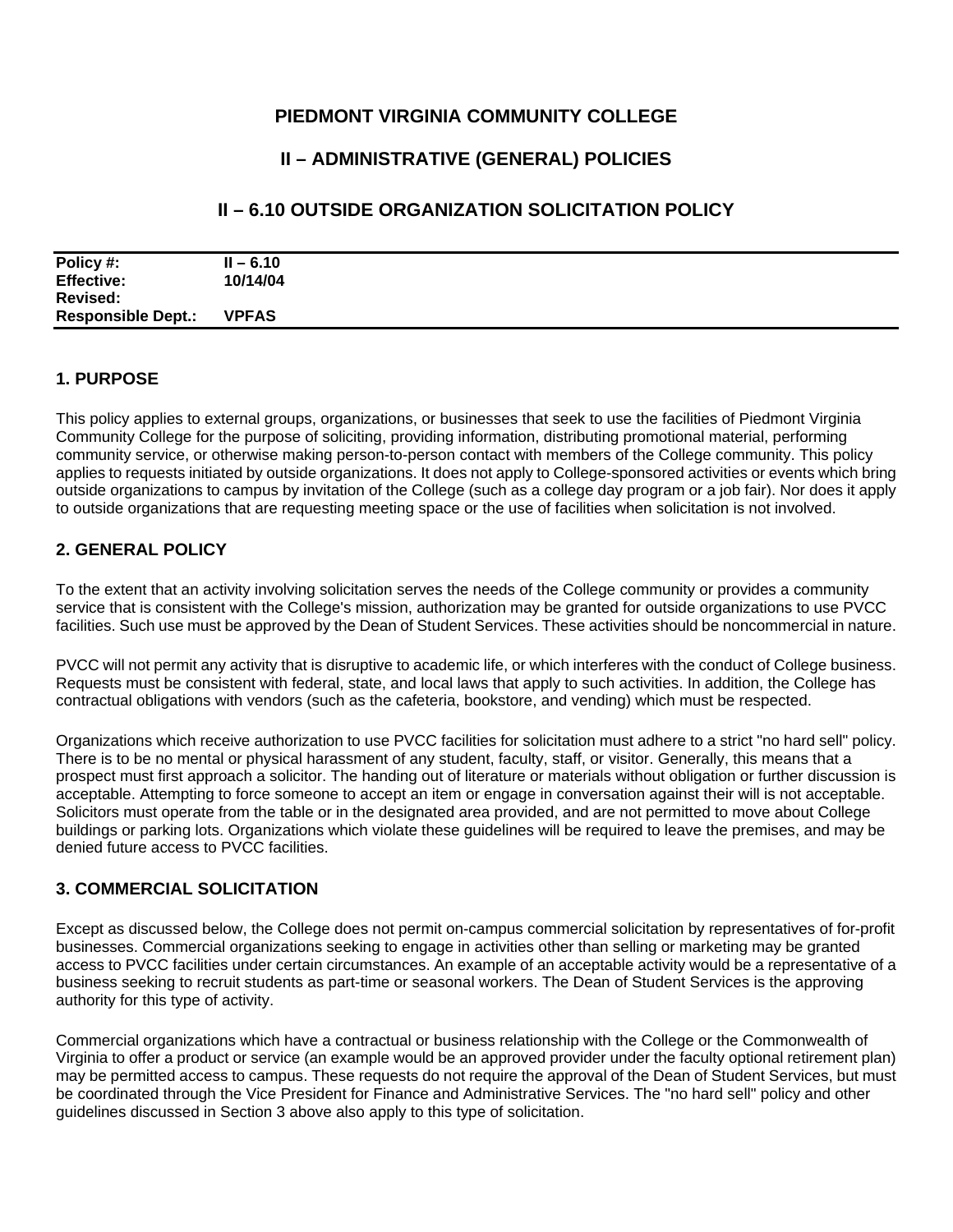# PIEDMONT VIRGINIA COMMUNITY COLLEGE

## II – ADMINISTRATIVE (GENERAL) POLICIES

## II – 6.10 OUTSIDE ORGANIZATION SOLICITATION POLICY

| | |
|---|---|
| **Policy #:** | **II – 6.10** |
| **Effective:** | **10/14/04** |
| **Revised:** | |
| **Responsible Dept.:** | **VPFAS** |

### 1. PURPOSE

This policy applies to external groups, organizations, or businesses that seek to use the facilities of Piedmont Virginia Community College for the purpose of soliciting, providing information, distributing promotional material, performing community service, or otherwise making person-to-person contact with members of the College community. This policy applies to requests initiated by outside organizations. It does not apply to College-sponsored activities or events which bring outside organizations to campus by invitation of the College (such as a college day program or a job fair). Nor does it apply to outside organizations that are requesting meeting space or the use of facilities when solicitation is not involved.

### 2. GENERAL POLICY

To the extent that an activity involving solicitation serves the needs of the College community or provides a community service that is consistent with the College's mission, authorization may be granted for outside organizations to use PVCC facilities. Such use must be approved by the Dean of Student Services. These activities should be noncommercial in nature.

PVCC will not permit any activity that is disruptive to academic life, or which interferes with the conduct of College business. Requests must be consistent with federal, state, and local laws that apply to such activities. In addition, the College has contractual obligations with vendors (such as the cafeteria, bookstore, and vending) which must be respected.

Organizations which receive authorization to use PVCC facilities for solicitation must adhere to a strict "no hard sell" policy. There is to be no mental or physical harassment of any student, faculty, staff, or visitor. Generally, this means that a prospect must first approach a solicitor. The handing out of literature or materials without obligation or further discussion is acceptable. Attempting to force someone to accept an item or engage in conversation against their will is not acceptable. Solicitors must operate from the table or in the designated area provided, and are not permitted to move about College buildings or parking lots. Organizations which violate these guidelines will be required to leave the premises, and may be denied future access to PVCC facilities.

### 3. COMMERCIAL SOLICITATION

Except as discussed below, the College does not permit on-campus commercial solicitation by representatives of for-profit businesses. Commercial organizations seeking to engage in activities other than selling or marketing may be granted access to PVCC facilities under certain circumstances. An example of an acceptable activity would be a representative of a business seeking to recruit students as part-time or seasonal workers. The Dean of Student Services is the approving authority for this type of activity.

Commercial organizations which have a contractual or business relationship with the College or the Commonwealth of Virginia to offer a product or service (an example would be an approved provider under the faculty optional retirement plan) may be permitted access to campus. These requests do not require the approval of the Dean of Student Services, but must be coordinated through the Vice President for Finance and Administrative Services. The "no hard sell" policy and other guidelines discussed in Section 3 above also apply to this type of solicitation.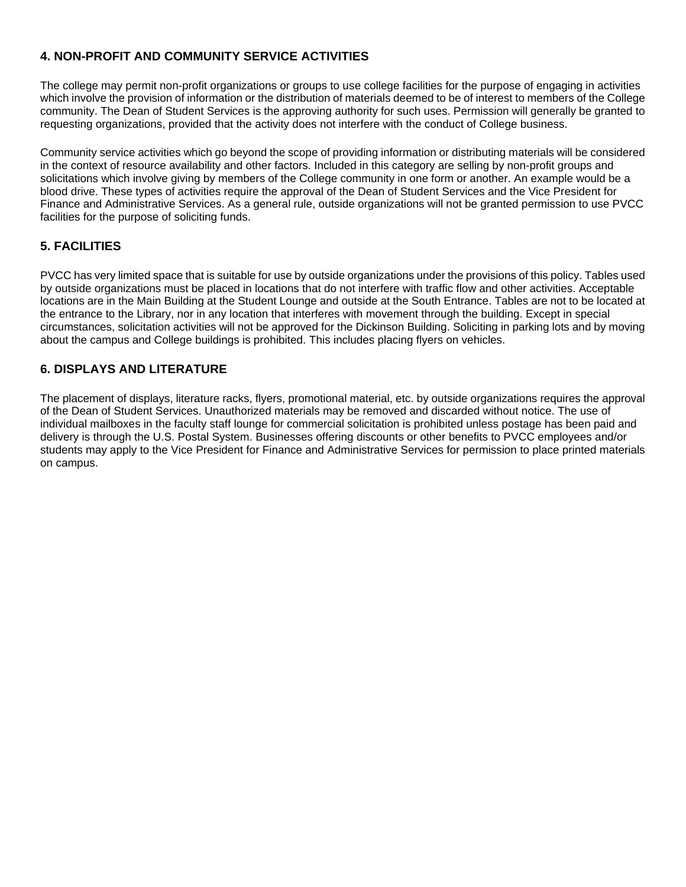## 4. NON-PROFIT AND COMMUNITY SERVICE ACTIVITIES

The college may permit non-profit organizations or groups to use college facilities for the purpose of engaging in activities which involve the provision of information or the distribution of materials deemed to be of interest to members of the College community. The Dean of Student Services is the approving authority for such uses. Permission will generally be granted to requesting organizations, provided that the activity does not interfere with the conduct of College business.

Community service activities which go beyond the scope of providing information or distributing materials will be considered in the context of resource availability and other factors. Included in this category are selling by non-profit groups and solicitations which involve giving by members of the College community in one form or another. An example would be a blood drive. These types of activities require the approval of the Dean of Student Services and the Vice President for Finance and Administrative Services. As a general rule, outside organizations will not be granted permission to use PVCC facilities for the purpose of soliciting funds.

## 5. FACILITIES

PVCC has very limited space that is suitable for use by outside organizations under the provisions of this policy. Tables used by outside organizations must be placed in locations that do not interfere with traffic flow and other activities. Acceptable locations are in the Main Building at the Student Lounge and outside at the South Entrance. Tables are not to be located at the entrance to the Library, nor in any location that interferes with movement through the building. Except in special circumstances, solicitation activities will not be approved for the Dickinson Building. Soliciting in parking lots and by moving about the campus and College buildings is prohibited. This includes placing flyers on vehicles.

## 6. DISPLAYS AND LITERATURE

The placement of displays, literature racks, flyers, promotional material, etc. by outside organizations requires the approval of the Dean of Student Services. Unauthorized materials may be removed and discarded without notice. The use of individual mailboxes in the faculty staff lounge for commercial solicitation is prohibited unless postage has been paid and delivery is through the U.S. Postal System. Businesses offering discounts or other benefits to PVCC employees and/or students may apply to the Vice President for Finance and Administrative Services for permission to place printed materials on campus.